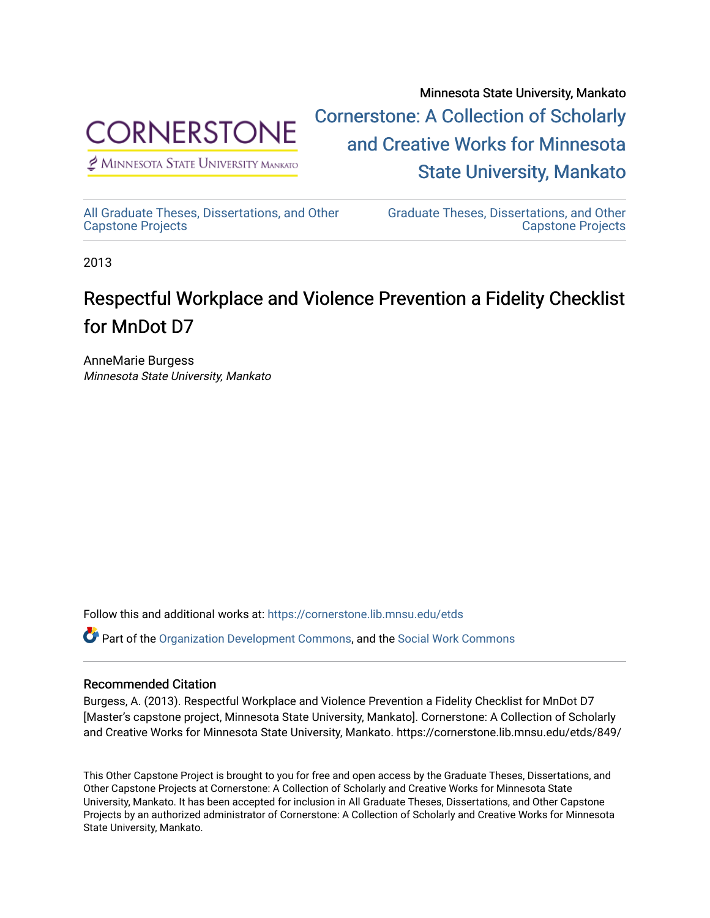Minnesota State University, Mankato

Cornerstone: A Collection of Scholarly and Creative Works for Minnesota State University, Mankato

All Graduate Theses, Dissertations, and Other Capstone Projects

Graduate Theses, Dissertations, and Other Capstone Projects

2013

# Respectful Workplace and Violence Prevention a Fidelity Checklist for MnDot D7

AnneMarie Burgess
*Minnesota State University, Mankato*

Follow this and additional works at: https://cornerstone.lib.mnsu.edu/etds

Part of the Organization Development Commons, and the Social Work Commons

### Recommended Citation

Burgess, A. (2013). Respectful Workplace and Violence Prevention a Fidelity Checklist for MnDot D7 [Master's capstone project, Minnesota State University, Mankato]. Cornerstone: A Collection of Scholarly and Creative Works for Minnesota State University, Mankato. https://cornerstone.lib.mnsu.edu/etds/849/

This Other Capstone Project is brought to you for free and open access by the Graduate Theses, Dissertations, and Other Capstone Projects at Cornerstone: A Collection of Scholarly and Creative Works for Minnesota State University, Mankato. It has been accepted for inclusion in All Graduate Theses, Dissertations, and Other Capstone Projects by an authorized administrator of Cornerstone: A Collection of Scholarly and Creative Works for Minnesota State University, Mankato.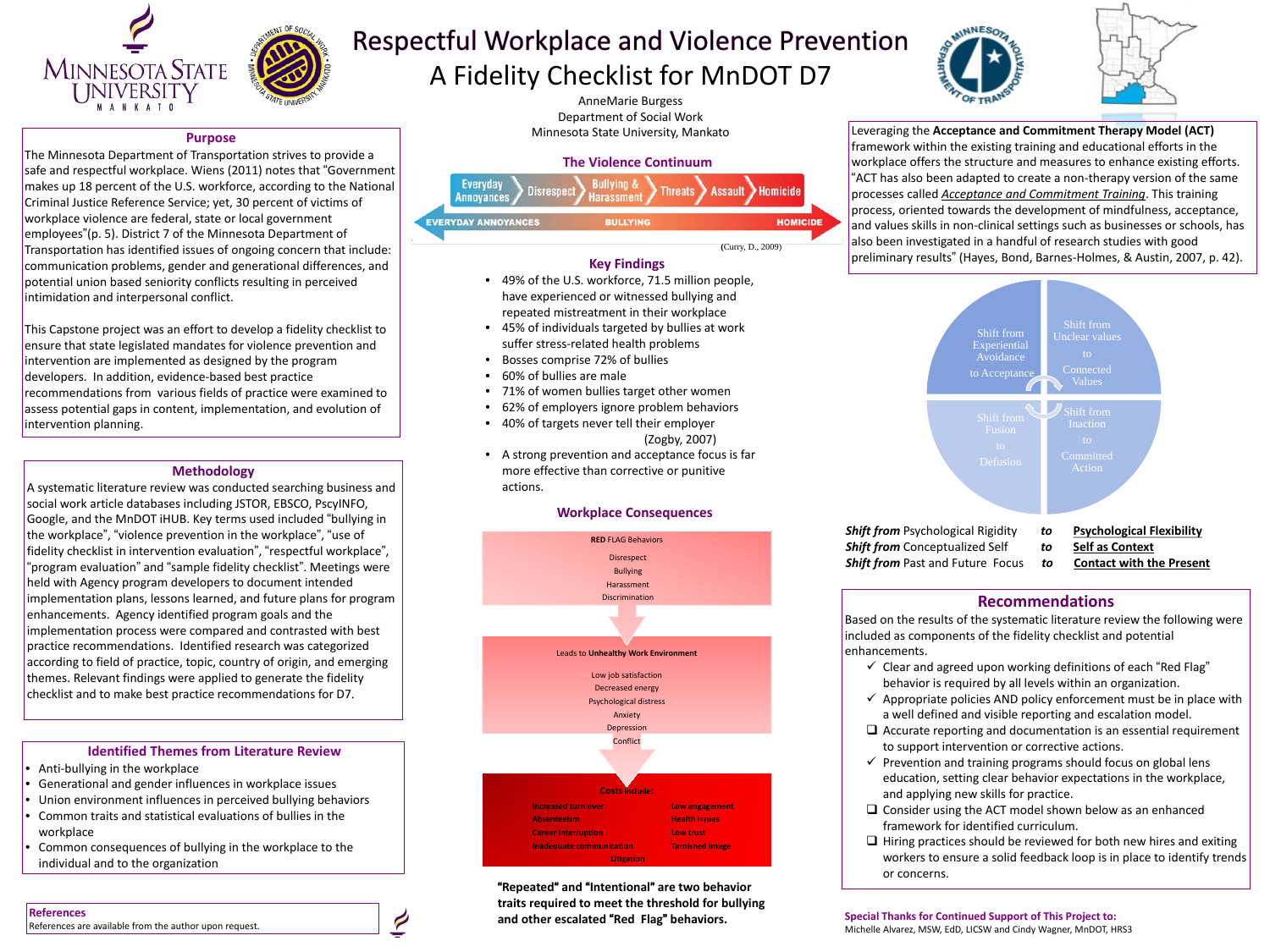# Respectful Workplace and Violence Prevention A Fidelity Checklist for MnDOT D7

AnneMarie Burgess
Department of Social Work
Minnesota State University, Mankato

## Purpose

The Minnesota Department of Transportation strives to provide a safe and respectful workplace. Wiens (2011) notes that "Government makes up 18 percent of the U.S. workforce, according to the National Criminal Justice Reference Service; yet, 30 percent of victims of workplace violence are federal, state or local government employees"(p. 5). District 7 of the Minnesota Department of Transportation has identified issues of ongoing concern that include: communication problems, gender and generational differences, and potential union based seniority conflicts resulting in perceived intimidation and interpersonal conflict.

This Capstone project was an effort to develop a fidelity checklist to ensure that state legislated mandates for violence prevention and intervention are implemented as designed by the program developers. In addition, evidence-based best practice recommendations from various fields of practice were examined to assess potential gaps in content, implementation, and evolution of intervention planning.

## Methodology

A systematic literature review was conducted searching business and social work article databases including JSTOR, EBSCO, PscyINFO, Google, and the MnDOT iHUB. Key terms used included "bullying in the workplace", "violence prevention in the workplace", "use of fidelity checklist in intervention evaluation", "respectful workplace", "program evaluation" and "sample fidelity checklist". Meetings were held with Agency program developers to document intended implementation plans, lessons learned, and future plans for program enhancements. Agency identified program goals and the implementation process were compared and contrasted with best practice recommendations. Identified research was categorized according to field of practice, topic, country of origin, and emerging themes. Relevant findings were applied to generate the fidelity checklist and to make best practice recommendations for D7.

## Identified Themes from Literature Review

- Anti-bullying in the workplace
- Generational and gender influences in workplace issues
- Union environment influences in perceived bullying behaviors
- Common traits and statistical evaluations of bullies in the workplace
- Common consequences of bullying in the workplace to the individual and to the organization

**References**
References are available from the author upon request.

## The Violence Continuum

Everyday Annoyances | Disrespect | Bullying & Harassment | Threats | Assault | Homicide

EVERYDAY ANNOYANCES — BULLYING — HOMICIDE

(Curry, D., 2009)

## Key Findings

- 49% of the U.S. workforce, 71.5 million people, have experienced or witnessed bullying and repeated mistreatment in their workplace
- 45% of individuals targeted by bullies at work suffer stress-related health problems
- Bosses comprise 72% of bullies
- 60% of bullies are male
- 71% of women bullies target other women
- 62% of employers ignore problem behaviors
- 40% of targets never tell their employer

(Zogby, 2007)

- A strong prevention and acceptance focus is far more effective than corrective or punitive actions.

## Workplace Consequences

RED FLAG Behaviors
Disrespect
Bullying
Harassment
Discrimination

Leads to **Unhealthy Work Environment**
Low job satisfaction
Decreased energy
Psychological distress
Anxiety
Depression
Conflict

Costs include:
Increased turn over
Absenteeism
Career Interruption
Inadequate communication
Low engagement
Health issues
Low trust
Tarnished image
Litigation

**"Repeated" and "Intentional" are two behavior traits required to meet the threshold for bullying and other escalated "Red Flag" behaviors.**

Leveraging the **Acceptance and Commitment Therapy Model (ACT)** framework within the existing training and educational efforts in the workplace offers the structure and measures to enhance existing efforts. "ACT has also been adapted to create a non-therapy version of the same processes called *Acceptance and Commitment Training*. This training process, oriented towards the development of mindfulness, acceptance, and values skills in non-clinical settings such as businesses or schools, has also been investigated in a handful of research studies with good preliminary results" (Hayes, Bond, Barnes-Holmes, & Austin, 2007, p. 42).

Shift from Experiential Avoidance to Acceptance
Shift from Unclear values to Connected Values
Shift from Fusion to Defusion
Shift from Inaction to Committed Action

***Shift from*** Psychological Rigidity ***to*** **Psychological Flexibility**
***Shift from*** Conceptualized Self ***to*** **Self as Context**
***Shift from*** Past and Future Focus ***to*** **Contact with the Present**

## Recommendations

Based on the results of the systematic literature review the following were included as components of the fidelity checklist and potential enhancements.

- ✓ Clear and agreed upon working definitions of each "Red Flag" behavior is required by all levels within an organization.
- ✓ Appropriate policies AND policy enforcement must be in place with a well defined and visible reporting and escalation model.
- ❑ Accurate reporting and documentation is an essential requirement to support intervention or corrective actions.
- ✓ Prevention and training programs should focus on global lens education, setting clear behavior expectations in the workplace, and applying new skills for practice.
- ❑ Consider using the ACT model shown below as an enhanced framework for identified curriculum.
- ❑ Hiring practices should be reviewed for both new hires and exiting workers to ensure a solid feedback loop is in place to identify trends or concerns.

**Special Thanks for Continued Support of This Project to:**
Michelle Alvarez, MSW, EdD, LICSW and Cindy Wagner, MnDOT, HRS3